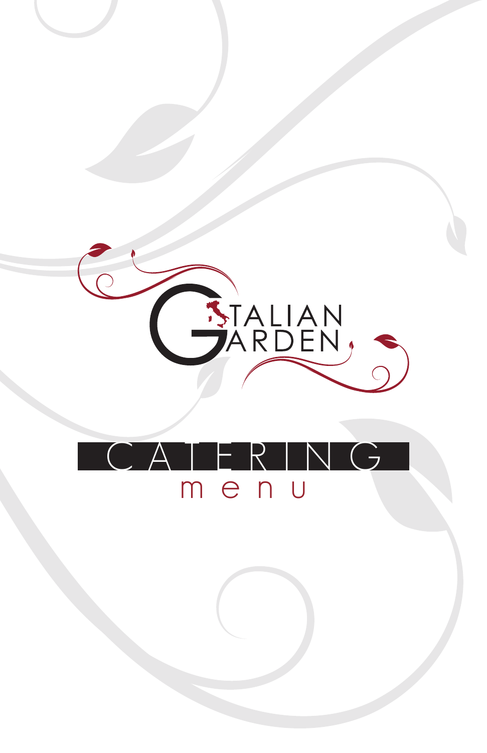# ITALIAN GARDEN

## CATERING

menu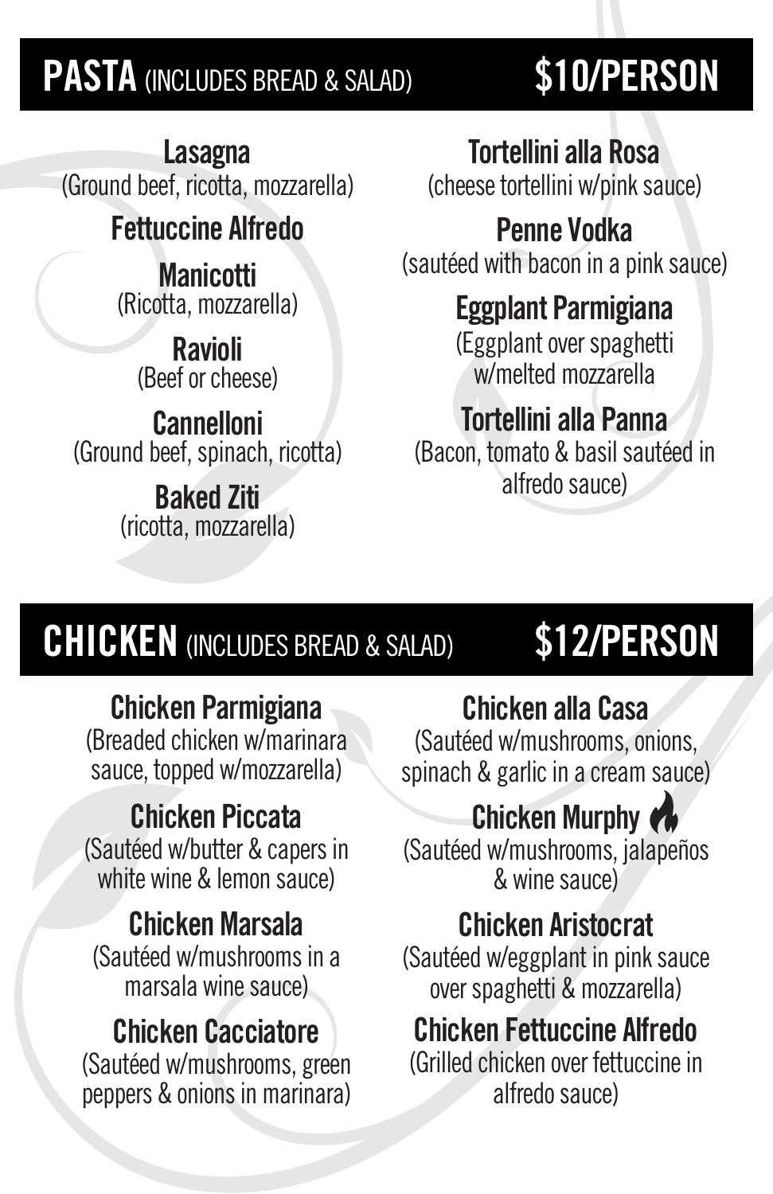## PASTA (INCLUDES BREAD & SALAD) $10/PERSON

**Lasagna**
(Ground beef, ricotta, mozzarella)

**Fettuccine Alfredo**

**Manicotti**
(Ricotta, mozzarella)

**Ravioli**
(Beef or cheese)

**Cannelloni**
(Ground beef, spinach, ricotta)

**Baked Ziti**
(ricotta, mozzarella)

**Tortellini alla Rosa**
(cheese tortellini w/pink sauce)

**Penne Vodka**
(sautéed with bacon in a pink sauce)

**Eggplant Parmigiana**
(Eggplant over spaghetti w/melted mozzarella

**Tortellini alla Panna**
(Bacon, tomato & basil sautéed in alfredo sauce)

## CHICKEN (INCLUDES BREAD & SALAD) $12/PERSON

**Chicken Parmigiana**
(Breaded chicken w/marinara sauce, topped w/mozzarella)

**Chicken Piccata**
(Sautéed w/butter & capers in white wine & lemon sauce)

**Chicken Marsala**
(Sautéed w/mushrooms in a marsala wine sauce)

**Chicken Cacciatore**
(Sautéed w/mushrooms, green peppers & onions in marinara)

**Chicken alla Casa**
(Sautéed w/mushrooms, onions, spinach & garlic in a cream sauce)

**Chicken Murphy**
(Sautéed w/mushrooms, jalapeños & wine sauce)

**Chicken Aristocrat**
(Sautéed w/eggplant in pink sauce over spaghetti & mozzarella)

**Chicken Fettuccine Alfredo**
(Grilled chicken over fettuccine in alfredo sauce)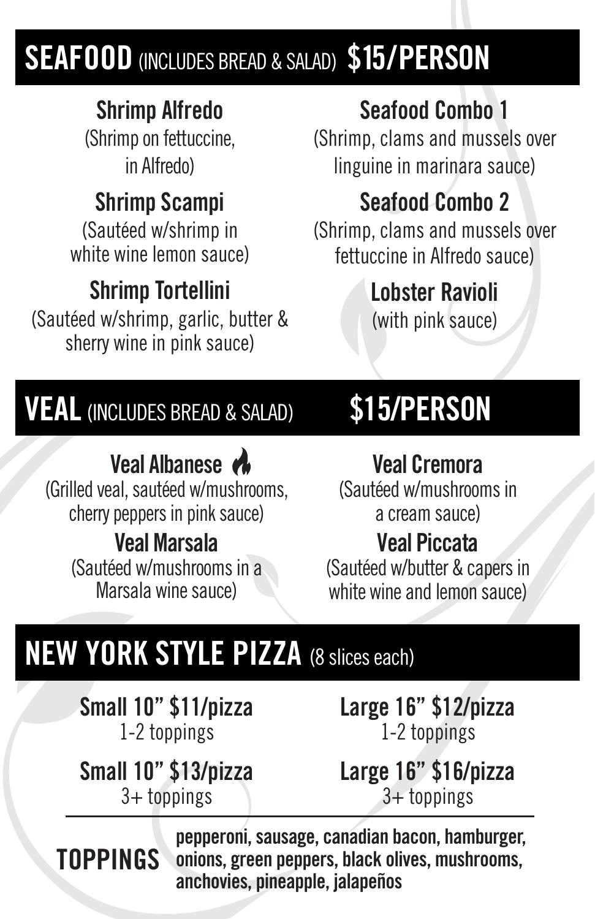## SEAFOOD (INCLUDES BREAD & SALAD) $15/PERSON

**Shrimp Alfredo**
(Shrimp on fettuccine, in Alfredo)

**Shrimp Scampi**
(Sautéed w/shrimp in white wine lemon sauce)

**Shrimp Tortellini**
(Sautéed w/shrimp, garlic, butter & sherry wine in pink sauce)

**Seafood Combo 1**
(Shrimp, clams and mussels over linguine in marinara sauce)

**Seafood Combo 2**
(Shrimp, clams and mussels over fettuccine in Alfredo sauce)

**Lobster Ravioli**
(with pink sauce)

## VEAL (INCLUDES BREAD & SALAD) $15/PERSON

**Veal Albanese** 🔥
(Grilled veal, sautéed w/mushrooms, cherry peppers in pink sauce)

**Veal Marsala**
(Sautéed w/mushrooms in a Marsala wine sauce)

**Veal Cremora**
(Sautéed w/mushrooms in a cream sauce)

**Veal Piccata**
(Sautéed w/butter & capers in white wine and lemon sauce)

## NEW YORK STYLE PIZZA (8 slices each)

**Small 10" $11/pizza**
1-2 toppings

**Small 10" $13/pizza**
3+ toppings

**Large 16" $12/pizza**
1-2 toppings

**Large 16" $16/pizza**
3+ toppings

**TOPPINGS** pepperoni, sausage, canadian bacon, hamburger, onions, green peppers, black olives, mushrooms, anchovies, pineapple, jalapeños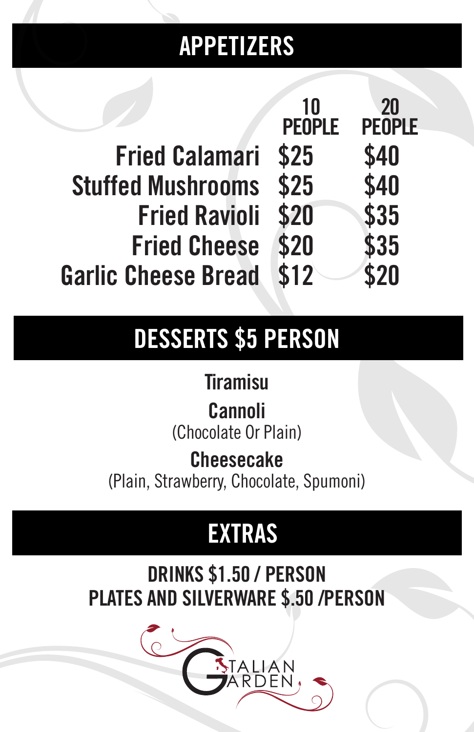# APPETIZERS

| | 10 PEOPLE | 20 PEOPLE |
|---|---|---|
| Fried Calamari | $25 | $40 |
| Stuffed Mushrooms | $25 | $40 |
| Fried Ravioli | $20 | $35 |
| Fried Cheese | $20 | $35 |
| Garlic Cheese Bread | $12 | $20 |

# DESSERTS $5 PERSON

**Tiramisu**

**Cannoli**
(Chocolate Or Plain)

**Cheesecake**
(Plain, Strawberry, Chocolate, Spumoni)

# EXTRAS

**DRINKS $1.50 / PERSON**
**PLATES AND SILVERWARE $.50 /PERSON**

ITALIAN GARDEN